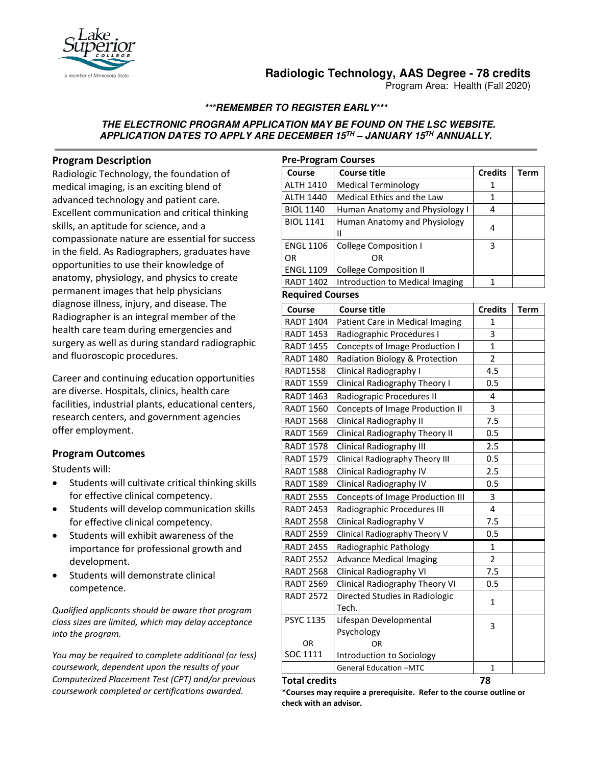# Radiologic Technology, AAS Degree - 78 credits

Program Area: Health (Fall 2020)

***REMEMBER TO REGISTER EARLY***

**THE ELECTRONIC PROGRAM APPLICATION MAY BE FOUND ON THE LSC WEBSITE. APPLICATION DATES TO APPLY ARE DECEMBER 15TH – JANUARY 15TH ANNUALLY.**

## Program Description

Radiologic Technology, the foundation of medical imaging, is an exciting blend of advanced technology and patient care. Excellent communication and critical thinking skills, an aptitude for science, and a compassionate nature are essential for success in the field. As Radiographers, graduates have opportunities to use their knowledge of anatomy, physiology, and physics to create permanent images that help physicians diagnose illness, injury, and disease. The Radiographer is an integral member of the health care team during emergencies and surgery as well as during standard radiographic and fluoroscopic procedures.

Career and continuing education opportunities are diverse. Hospitals, clinics, health care facilities, industrial plants, educational centers, research centers, and government agencies offer employment.

## Program Outcomes

Students will:

- Students will cultivate critical thinking skills for effective clinical competency.
- Students will develop communication skills for effective clinical competency.
- Students will exhibit awareness of the importance for professional growth and development.
- Students will demonstrate clinical competence.

*Qualified applicants should be aware that program class sizes are limited, which may delay acceptance into the program.*

*You may be required to complete additional (or less) coursework, dependent upon the results of your Computerized Placement Test (CPT) and/or previous coursework completed or certifications awarded.*

### Pre-Program Courses

| Course | Course title | Credits | Term |
|---|---|---|---|
| ALTH 1410 | Medical Terminology | 1 | |
| ALTH 1440 | Medical Ethics and the Law | 1 | |
| BIOL 1140 | Human Anatomy and Physiology I | 4 | |
| BIOL 1141 | Human Anatomy and Physiology II | 4 | |
| ENGL 1106 OR ENGL 1109 | College Composition I OR College Composition II | 3 | |
| RADT 1402 | Introduction to Medical Imaging | 1 | |

### Required Courses

| Course | Course title | Credits | Term |
|---|---|---|---|
| RADT 1404 | Patient Care in Medical Imaging | 1 | |
| RADT 1453 | Radiographic Procedures I | 3 | |
| RADT 1455 | Concepts of Image Production I | 1 | |
| RADT 1480 | Radiation Biology & Protection | 2 | |
| RADT1558 | Clinical Radiography I | 4.5 | |
| RADT 1559 | Clinical Radiography Theory I | 0.5 | |
| RADT 1463 | Radiograpic Procedures II | 4 | |
| RADT 1560 | Concepts of Image Production II | 3 | |
| RADT 1568 | Clinical Radiography II | 7.5 | |
| RADT 1569 | Clinical Radiography Theory II | 0.5 | |
| RADT 1578 | Clinical Radiography III | 2.5 | |
| RADT 1579 | Clinical Radiography Theory III | 0.5 | |
| RADT 1588 | Clinical Radiography IV | 2.5 | |
| RADT 1589 | Clinical Radiography IV | 0.5 | |
| RADT 2555 | Concepts of Image Production III | 3 | |
| RADT 2453 | Radiographic Procedures III | 4 | |
| RADT 2558 | Clinical Radiography V | 7.5 | |
| RADT 2559 | Clinical Radiography Theory V | 0.5 | |
| RADT 2455 | Radiographic Pathology | 1 | |
| RADT 2552 | Advance Medical Imaging | 2 | |
| RADT 2568 | Clinical Radiography VI | 7.5 | |
| RADT 2569 | Clinical Radiography Theory VI | 0.5 | |
| RADT 2572 | Directed Studies in Radiologic Tech. | 1 | |
| PSYC 1135 OR SOC 1111 | Lifespan Developmental Psychology OR Introduction to Sociology | 3 | |
| | General Education –MTC | 1 | |

**Total credits 78**

**\*Courses may require a prerequisite. Refer to the course outline or check with an advisor.**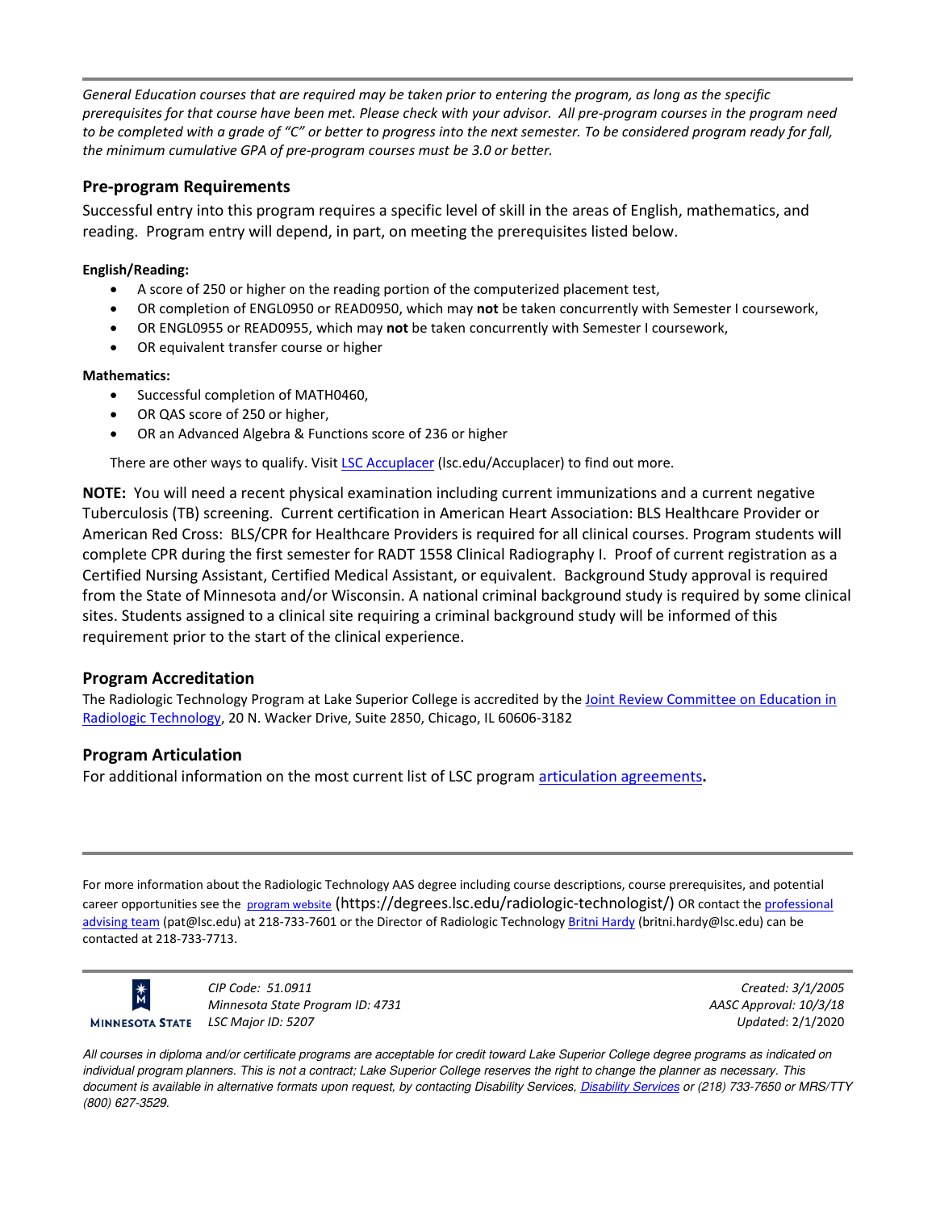*General Education courses that are required may be taken prior to entering the program, as long as the specific prerequisites for that course have been met. Please check with your advisor. All pre-program courses in the program need to be completed with a grade of "C" or better to progress into the next semester. To be considered program ready for fall, the minimum cumulative GPA of pre-program courses must be 3.0 or better.*

## Pre-program Requirements

Successful entry into this program requires a specific level of skill in the areas of English, mathematics, and reading. Program entry will depend, in part, on meeting the prerequisites listed below.

**English/Reading:**

- A score of 250 or higher on the reading portion of the computerized placement test,
- OR completion of ENGL0950 or READ0950, which may **not** be taken concurrently with Semester I coursework,
- OR ENGL0955 or READ0955, which may **not** be taken concurrently with Semester I coursework,
- OR equivalent transfer course or higher

**Mathematics:**

- Successful completion of MATH0460,
- OR QAS score of 250 or higher,
- OR an Advanced Algebra & Functions score of 236 or higher

There are other ways to qualify. Visit LSC Accuplacer (lsc.edu/Accuplacer) to find out more.

**NOTE:** You will need a recent physical examination including current immunizations and a current negative Tuberculosis (TB) screening. Current certification in American Heart Association: BLS Healthcare Provider or American Red Cross: BLS/CPR for Healthcare Providers is required for all clinical courses. Program students will complete CPR during the first semester for RADT 1558 Clinical Radiography I. Proof of current registration as a Certified Nursing Assistant, Certified Medical Assistant, or equivalent. Background Study approval is required from the State of Minnesota and/or Wisconsin. A national criminal background study is required by some clinical sites. Students assigned to a clinical site requiring a criminal background study will be informed of this requirement prior to the start of the clinical experience.

## Program Accreditation

The Radiologic Technology Program at Lake Superior College is accredited by the Joint Review Committee on Education in Radiologic Technology, 20 N. Wacker Drive, Suite 2850, Chicago, IL 60606-3182

## Program Articulation

For additional information on the most current list of LSC program articulation agreements**.**

---

For more information about the Radiologic Technology AAS degree including course descriptions, course prerequisites, and potential career opportunities see the program website (https://degrees.lsc.edu/radiologic-technologist/) OR contact the professional advising team (pat@lsc.edu) at 218-733-7601 or the Director of Radiologic Technology Britni Hardy (britni.hardy@lsc.edu) can be contacted at 218-733-7713.

---

MINNESOTA STATE

*CIP Code: 51.0911*
*Minnesota State Program ID: 4731*
*LSC Major ID: 5207*

*Created: 3/1/2005*
*AASC Approval: 10/3/18*
*Updated: 2/1/2020*

*All courses in diploma and/or certificate programs are acceptable for credit toward Lake Superior College degree programs as indicated on individual program planners. This is not a contract; Lake Superior College reserves the right to change the planner as necessary. This document is available in alternative formats upon request, by contacting Disability Services, Disability Services or (218) 733-7650 or MRS/TTY (800) 627-3529.*